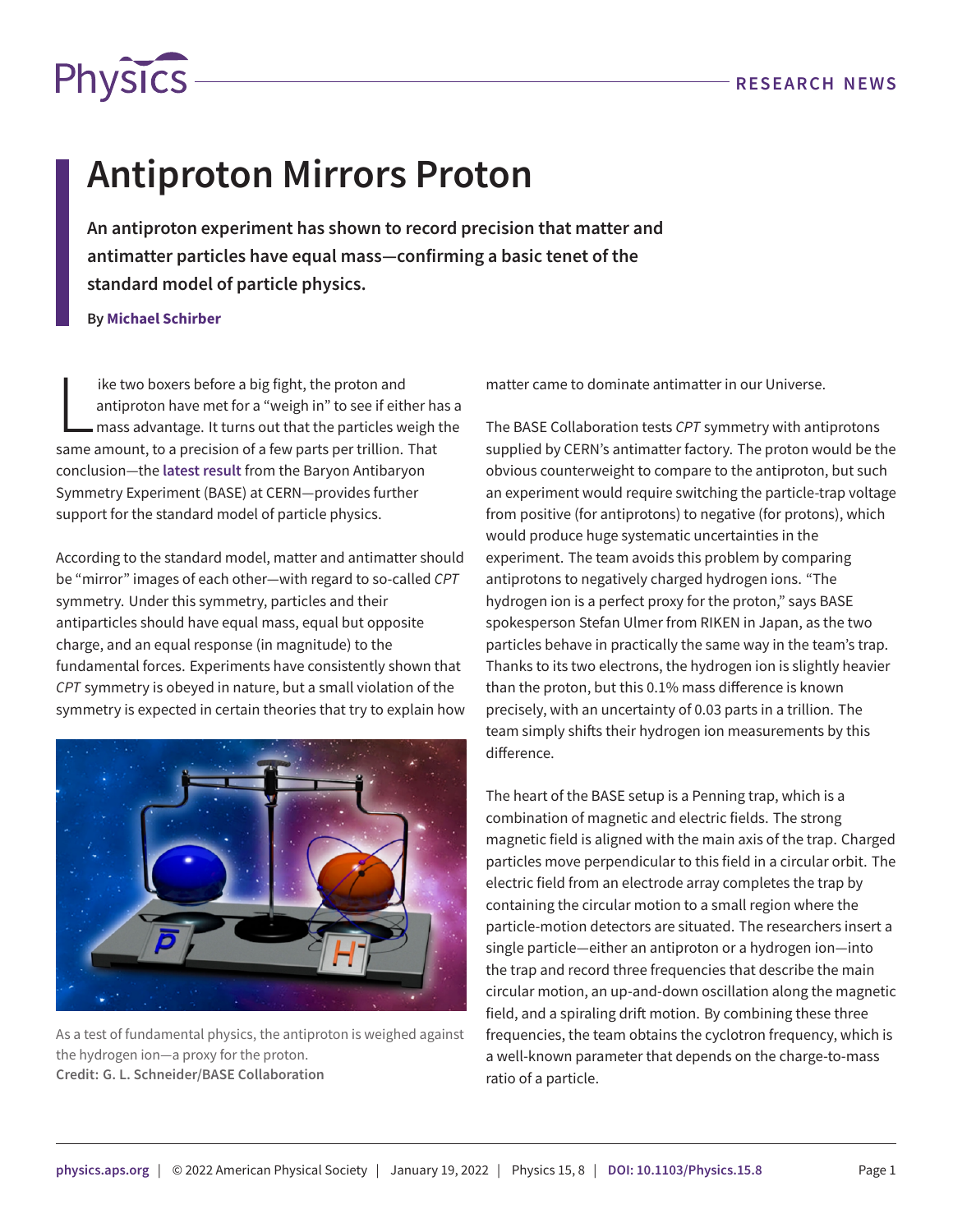# Antiproton Mirrors Proton

**An antiproton experiment has shown to record precision that matter and antimatter particles have equal mass—confirming a basic tenet of the standard model of particle physics.**

**By Michael Schirber**

Like two boxers before a big fight, the proton and antiproton have met for a "weigh in" to see if either has a mass advantage. It turns out that the particles weigh the same amount, to a precision of a few parts per trillion. That conclusion—the latest result from the Baryon Antibaryon Symmetry Experiment (BASE) at CERN—provides further support for the standard model of particle physics.

According to the standard model, matter and antimatter should be "mirror" images of each other—with regard to so-called *CPT* symmetry. Under this symmetry, particles and their antiparticles should have equal mass, equal but opposite charge, and an equal response (in magnitude) to the fundamental forces. Experiments have consistently shown that *CPT* symmetry is obeyed in nature, but a small violation of the symmetry is expected in certain theories that try to explain how matter came to dominate antimatter in our Universe.

As a test of fundamental physics, the antiproton is weighed against the hydrogen ion—a proxy for the proton.
**Credit: G. L. Schneider/BASE Collaboration**

The BASE Collaboration tests *CPT* symmetry with antiprotons supplied by CERN's antimatter factory. The proton would be the obvious counterweight to compare to the antiproton, but such an experiment would require switching the particle-trap voltage from positive (for antiprotons) to negative (for protons), which would produce huge systematic uncertainties in the experiment. The team avoids this problem by comparing antiprotons to negatively charged hydrogen ions. "The hydrogen ion is a perfect proxy for the proton," says BASE spokesperson Stefan Ulmer from RIKEN in Japan, as the two particles behave in practically the same way in the team's trap. Thanks to its two electrons, the hydrogen ion is slightly heavier than the proton, but this 0.1% mass difference is known precisely, with an uncertainty of 0.03 parts in a trillion. The team simply shifts their hydrogen ion measurements by this difference.

The heart of the BASE setup is a Penning trap, which is a combination of magnetic and electric fields. The strong magnetic field is aligned with the main axis of the trap. Charged particles move perpendicular to this field in a circular orbit. The electric field from an electrode array completes the trap by containing the circular motion to a small region where the particle-motion detectors are situated. The researchers insert a single particle—either an antiproton or a hydrogen ion—into the trap and record three frequencies that describe the main circular motion, an up-and-down oscillation along the magnetic field, and a spiraling drift motion. By combining these three frequencies, the team obtains the cyclotron frequency, which is a well-known parameter that depends on the charge-to-mass ratio of a particle.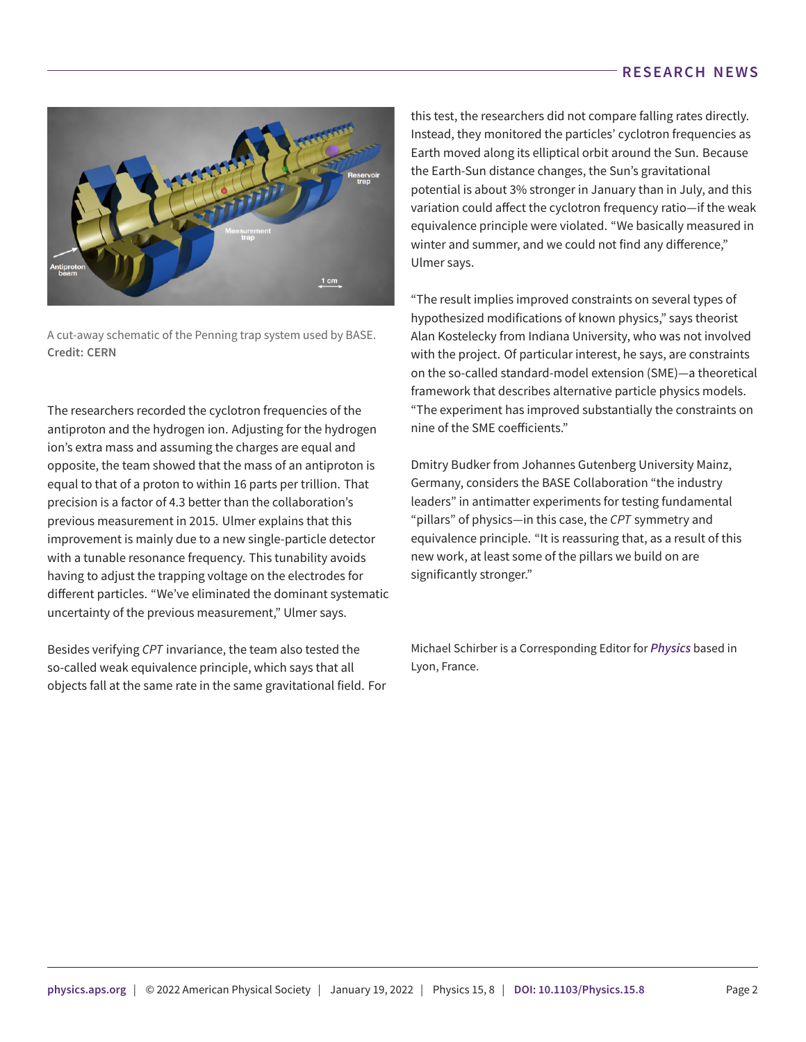A cut-away schematic of the Penning trap system used by BASE. **Credit: CERN**

The researchers recorded the cyclotron frequencies of the antiproton and the hydrogen ion. Adjusting for the hydrogen ion's extra mass and assuming the charges are equal and opposite, the team showed that the mass of an antiproton is equal to that of a proton to within 16 parts per trillion. That precision is a factor of 4.3 better than the collaboration's previous measurement in 2015. Ulmer explains that this improvement is mainly due to a new single-particle detector with a tunable resonance frequency. This tunability avoids having to adjust the trapping voltage on the electrodes for different particles. "We've eliminated the dominant systematic uncertainty of the previous measurement," Ulmer says.

Besides verifying *CPT* invariance, the team also tested the so-called weak equivalence principle, which says that all objects fall at the same rate in the same gravitational field. For this test, the researchers did not compare falling rates directly. Instead, they monitored the particles' cyclotron frequencies as Earth moved along its elliptical orbit around the Sun. Because the Earth-Sun distance changes, the Sun's gravitational potential is about 3% stronger in January than in July, and this variation could affect the cyclotron frequency ratio—if the weak equivalence principle were violated. "We basically measured in winter and summer, and we could not find any difference," Ulmer says.

"The result implies improved constraints on several types of hypothesized modifications of known physics," says theorist Alan Kostelecky from Indiana University, who was not involved with the project. Of particular interest, he says, are constraints on the so-called standard-model extension (SME)—a theoretical framework that describes alternative particle physics models. "The experiment has improved substantially the constraints on nine of the SME coefficients."

Dmitry Budker from Johannes Gutenberg University Mainz, Germany, considers the BASE Collaboration "the industry leaders" in antimatter experiments for testing fundamental "pillars" of physics—in this case, the *CPT* symmetry and equivalence principle. "It is reassuring that, as a result of this new work, at least some of the pillars we build on are significantly stronger."

Michael Schirber is a Corresponding Editor for ***Physics*** based in Lyon, France.